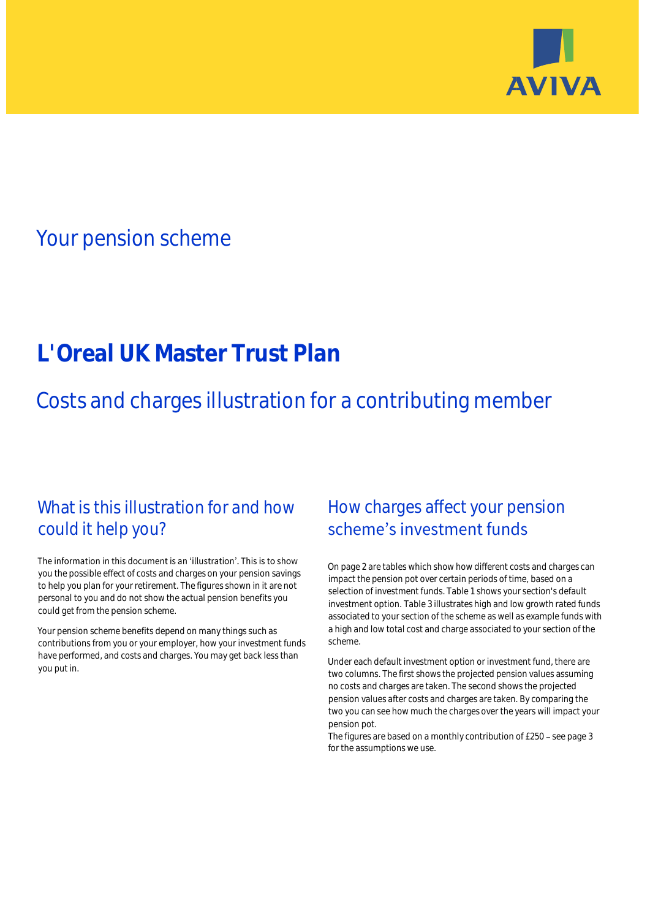AVIVA

## Your pension scheme

# L'Oreal UK Master Trust Plan

## Costs and charges illustration for a contributing member

### What is this illustration for and how could it help you?

The information in this document is an 'illustration'. This is to show you the possible effect of costs and charges on your pension savings to help you plan for your retirement. The figures shown in it are not personal to you and do not show the actual pension benefits you could get from the pension scheme.

Your pension scheme benefits depend on many things such as contributions from you or your employer, how your investment funds have performed, and costs and charges. You may get back less than you put in.

### How charges affect your pension scheme's investment funds

On page 2 are tables which show how different costs and charges can impact the pension pot over certain periods of time, based on a selection of investment funds. Table 1 shows your section's default investment option. Table 3 illustrates high and low growth rated funds associated to your section of the scheme as well as example funds with a high and low total cost and charge associated to your section of the scheme.

Under each default investment option or investment fund, there are two columns. The first shows the projected pension values assuming no costs and charges are taken. The second shows the projected pension values after costs and charges are taken. By comparing the two you can see how much the charges over the years will impact your pension pot.

The figures are based on a monthly contribution of £250 – see page 3 for the assumptions we use.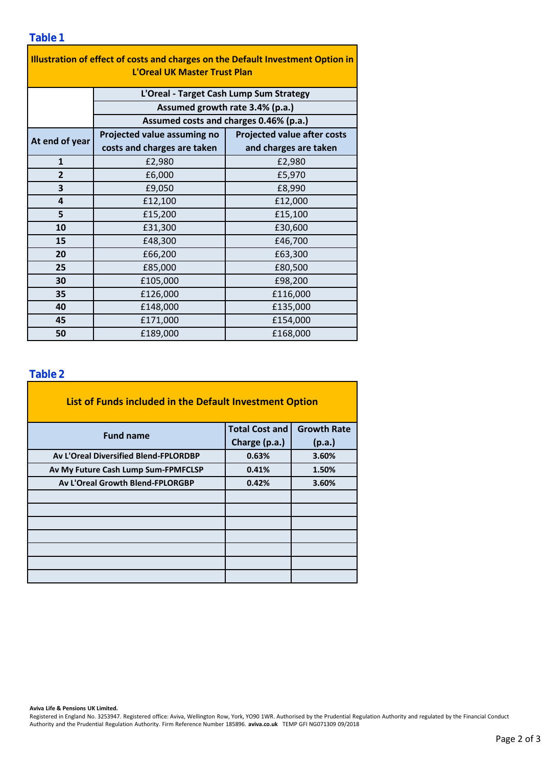## Table 1

| Illustration of effect of costs and charges on the Default Investment Option in L'Oreal UK Master Trust Plan | | |
|---|---|---|
| | L'Oreal - Target Cash Lump Sum Strategy | |
| | Assumed growth rate 3.4% (p.a.) | |
| | Assumed costs and charges 0.46% (p.a.) | |
| **At end of year** | **Projected value assuming no costs and charges are taken** | **Projected value after costs and charges are taken** |
| 1 | £2,980 | £2,980 |
| 2 | £6,000 | £5,970 |
| 3 | £9,050 | £8,990 |
| 4 | £12,100 | £12,000 |
| 5 | £15,200 | £15,100 |
| 10 | £31,300 | £30,600 |
| 15 | £48,300 | £46,700 |
| 20 | £66,200 | £63,300 |
| 25 | £85,000 | £80,500 |
| 30 | £105,000 | £98,200 |
| 35 | £126,000 | £116,000 |
| 40 | £148,000 | £135,000 |
| 45 | £171,000 | £154,000 |
| 50 | £189,000 | £168,000 |

## Table 2

**List of Funds included in the Default Investment Option**

| Fund name | Total Cost and Charge (p.a.) | Growth Rate (p.a.) |
|---|---|---|
| Av L'Oreal Diversified Blend-FPLORDBP | 0.63% | 3.60% |
| Av My Future Cash Lump Sum-FPMFCLSP | 0.41% | 1.50% |
| Av L'Oreal Growth Blend-FPLORGBP | 0.42% | 3.60% |
| | | |
| | | |
| | | |
| | | |
| | | |
| | | |
| | | |

**Aviva Life & Pensions UK Limited.**
Registered in England No. 3253947. Registered office: Aviva, Wellington Row, York, YO90 1WR. Authorised by the Prudential Regulation Authority and regulated by the Financial Conduct Authority and the Prudential Regulation Authority. Firm Reference Number 185896. **aviva.co.uk** TEMP GFI NG071309 09/2018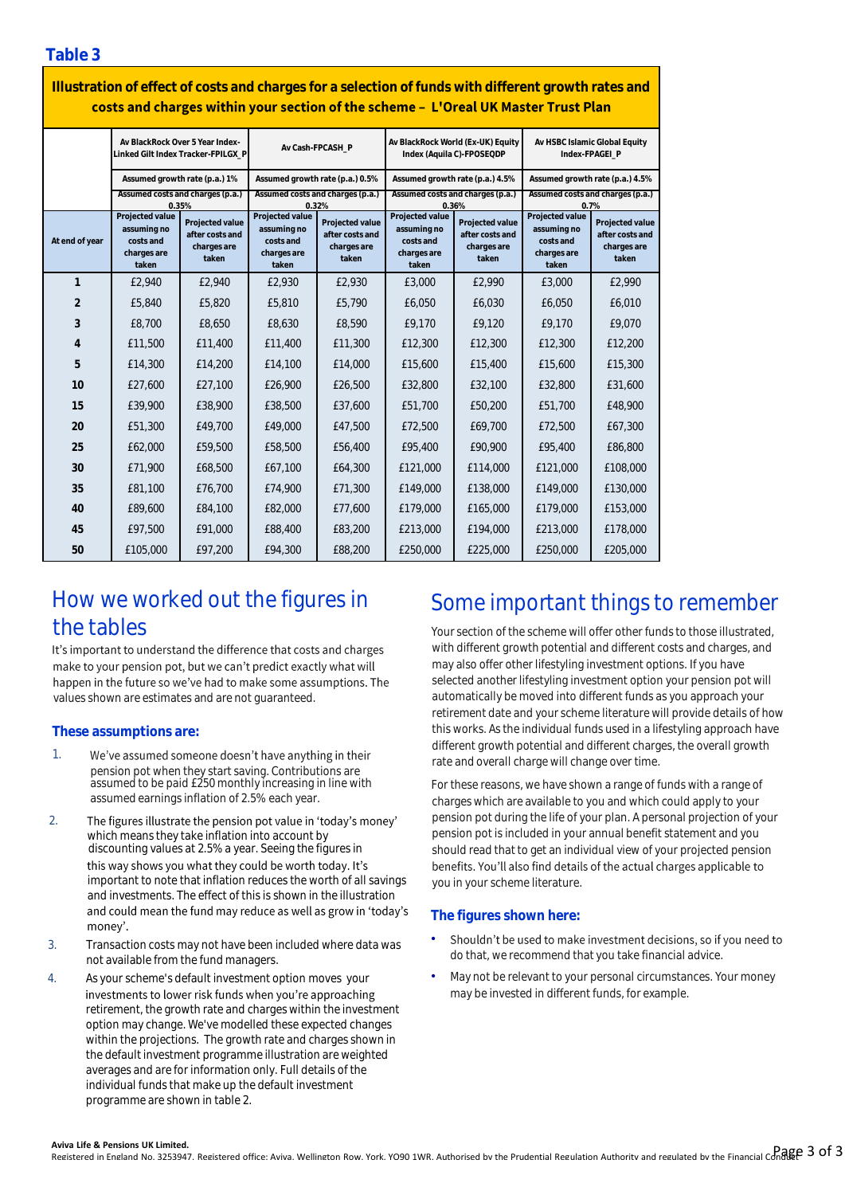## Table 3

| Illustration of effect of costs and charges for a selection of funds with different growth rates and costs and charges within your section of the scheme – L'Oreal UK Master Trust Plan | | | | | | | | |
|---|---|---|---|---|---|---|---|---|
| | Av BlackRock Over 5 Year Index-Linked Gilt Index Tracker-FPILGX_P | | Av Cash-FPCASH_P | | Av BlackRock World (Ex-UK) Equity Index (Aquila C)-FPOSEQDP | | Av HSBC Islamic Global Equity Index-FPAGEI_P | |
| | Assumed growth rate (p.a.) 1% | | Assumed growth rate (p.a.) 0.5% | | Assumed growth rate (p.a.) 4.5% | | Assumed growth rate (p.a.) 4.5% | |
| | Assumed costs and charges (p.a.) 0.35% | | Assumed costs and charges (p.a.) 0.32% | | Assumed costs and charges (p.a.) 0.36% | | Assumed costs and charges (p.a.) 0.7% | |
| At end of year | Projected value assuming no costs and charges are taken | Projected value after costs and charges are taken | Projected value assuming no costs and charges are taken | Projected value after costs and charges are taken | Projected value assuming no costs and charges are taken | Projected value after costs and charges are taken | Projected value assuming no costs and charges are taken | Projected value after costs and charges are taken |
| 1 | £2,940 | £2,940 | £2,930 | £2,930 | £3,000 | £2,990 | £3,000 | £2,990 |
| 2 | £5,840 | £5,820 | £5,810 | £5,790 | £6,050 | £6,030 | £6,050 | £6,010 |
| 3 | £8,700 | £8,650 | £8,630 | £8,590 | £9,170 | £9,120 | £9,170 | £9,070 |
| 4 | £11,500 | £11,400 | £11,400 | £11,300 | £12,300 | £12,300 | £12,300 | £12,200 |
| 5 | £14,300 | £14,200 | £14,100 | £14,000 | £15,600 | £15,400 | £15,600 | £15,300 |
| 10 | £27,600 | £27,100 | £26,900 | £26,500 | £32,800 | £32,100 | £32,800 | £31,600 |
| 15 | £39,900 | £38,900 | £38,500 | £37,600 | £51,700 | £50,200 | £51,700 | £48,900 |
| 20 | £51,300 | £49,700 | £49,000 | £47,500 | £72,500 | £69,700 | £72,500 | £67,300 |
| 25 | £62,000 | £59,500 | £58,500 | £56,400 | £95,400 | £90,900 | £95,400 | £86,800 |
| 30 | £71,900 | £68,500 | £67,100 | £64,300 | £121,000 | £114,000 | £121,000 | £108,000 |
| 35 | £81,100 | £76,700 | £74,900 | £71,300 | £149,000 | £138,000 | £149,000 | £130,000 |
| 40 | £89,600 | £84,100 | £82,000 | £77,600 | £179,000 | £165,000 | £179,000 | £153,000 |
| 45 | £97,500 | £91,000 | £88,400 | £83,200 | £213,000 | £194,000 | £213,000 | £178,000 |
| 50 | £105,000 | £97,200 | £94,300 | £88,200 | £250,000 | £225,000 | £250,000 | £205,000 |

# How we worked out the figures in the tables

It's important to understand the difference that costs and charges make to your pension pot, but we can't predict exactly what will happen in the future so we've had to make some assumptions. The values shown are estimates and are not guaranteed.

### These assumptions are:

1. We've assumed someone doesn't have anything in their pension pot when they start saving. Contributions are assumed to be paid £250 monthly increasing in line with assumed earnings inflation of 2.5% each year.
2. The figures illustrate the pension pot value in 'today's money' which means they take inflation into account by discounting values at 2.5% a year. Seeing the figures in this way shows you what they could be worth today. It's important to note that inflation reduces the worth of all savings and investments. The effect of this is shown in the illustration and could mean the fund may reduce as well as grow in 'today's money'.
3. Transaction costs may not have been included where data was not available from the fund managers.
4. As your scheme's default investment option moves your investments to lower risk funds when you're approaching retirement, the growth rate and charges within the investment option may change. We've modelled these expected changes within the projections. The growth rate and charges shown in the default investment programme illustration are weighted averages and are for information only. Full details of the individual funds that make up the default investment programme are shown in table 2.

# Some important things to remember

Your section of the scheme will offer other funds to those illustrated, with different growth potential and different costs and charges, and may also offer other lifestyling investment options. If you have selected another lifestyling investment option your pension pot will automatically be moved into different funds as you approach your retirement date and your scheme literature will provide details of how this works. As the individual funds used in a lifestyling approach have different growth potential and different charges, the overall growth rate and overall charge will change over time.

For these reasons, we have shown a range of funds with a range of charges which are available to you and which could apply to your pension pot during the life of your plan. A personal projection of your pension pot is included in your annual benefit statement and you should read that to get an individual view of your projected pension benefits. You'll also find details of the actual charges applicable to you in your scheme literature.

### The figures shown here:

- Shouldn't be used to make investment decisions, so if you need to do that, we recommend that you take financial advice.
- May not be relevant to your personal circumstances. Your money may be invested in different funds, for example.

**Aviva Life & Pensions UK Limited.**
Registered in England No. 3253947. Registered office: Aviva, Wellington Row, York, YO90 1WR. Authorised by the Prudential Regulation Authority and regulated by the Financial Conduct